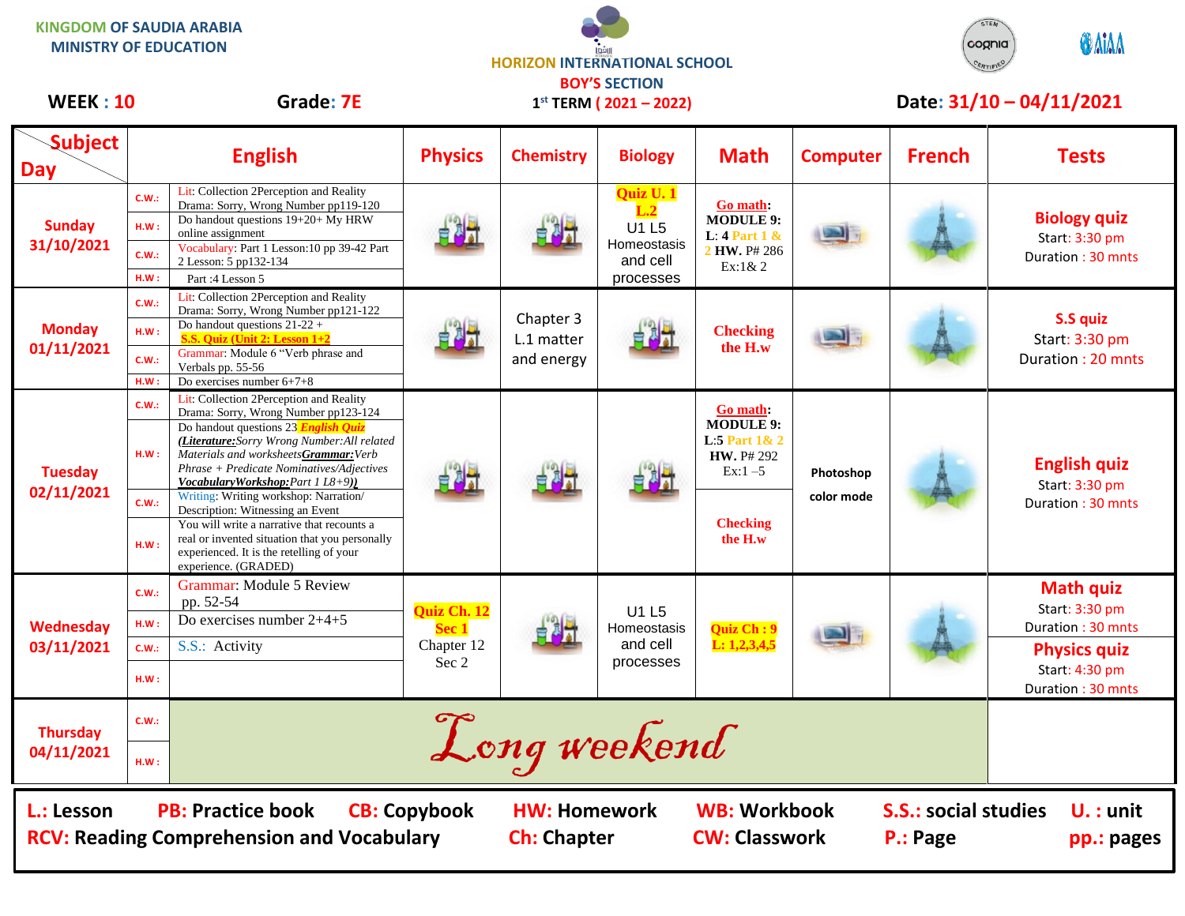KINGDOM OF SAUDIA ARABIA
MINISTRY OF EDUCATION

HORIZON INTERNATIONAL SCHOOL
BOY'S SECTION
1st TERM ( 2021 – 2022)

**WEEK : 10** | **Grade: 7E** | **Date: 31/10 – 04/11/2021**

| Day \ Subject | | English | Physics | Chemistry | Biology | Math | Computer | French | Tests |
|---|---|---|---|---|---|---|---|---|---|
| **Sunday 31/10/2021** | C.W.: | Lit: Collection 2Perception and Reality Drama: Sorry, Wrong Number pp119-120 | | | Quiz U. 1 L.2 U1 L5 Homeostasis and cell processes | Go math: MODULE 9: L: 4 Part 1 & 2 HW. P# 286 Ex:1& 2 | | | **Biology quiz** Start: 3:30 pm Duration : 30 mnts |
| | H.W : | Do handout questions 19+20+ My HRW online assignment | | | | | | | |
| | C.W.: | Vocabulary: Part 1 Lesson:10 pp 39-42 Part 2 Lesson: 5 pp132-134 | | | | | | | |
| | H.W : | Part :4 Lesson 5 | | | | | | | |
| **Monday 01/11/2021** | C.W.: | Lit: Collection 2Perception and Reality Drama: Sorry, Wrong Number pp121-122 | | Chapter 3 L.1 matter and energy | | Checking the H.w | | | **S.S quiz** Start: 3:30 pm Duration : 20 mnts |
| | H.W : | Do handout questions 21-22 + S.S. Quiz (Unit 2: Lesson 1+2 | | | | | | | |
| | C.W.: | Grammar: Module 6 "Verb phrase and Verbals pp. 55-56 | | | | | | | |
| | H.W : | Do exercises number 6+7+8 | | | | | | | |
| **Tuesday 02/11/2021** | C.W.: | Lit: Collection 2Perception and Reality Drama: Sorry, Wrong Number pp123-124 | | | | Go math: MODULE 9: L:5 Part 1& 2 HW. P# 292 Ex:1 –5 | Photoshop color mode | | **English quiz** Start: 3:30 pm Duration : 30 mnts |
| | H.W : | Do handout questions 23 English Quiz *(**Literature:**Sorry Wrong Number:All related Materials and worksheets**Grammar:**Verb Phrase + Predicate Nominatives/Adjectives **VocabularyWorkshop:**Part 1 L8+9))* | | | | | | | |
| | C.W.: | Writing: Writing workshop: Narration/ Description: Witnessing an Event | | | | Checking the H.w | | | |
| | H.W : | You will write a narrative that recounts a real or invented situation that you personally experienced. It is the retelling of your experience. (GRADED) | | | | | | | |
| **Wednesday 03/11/2021** | C.W.: | Grammar: Module 5 Review pp. 52-54 | Quiz Ch. 12 Sec 1 Chapter 12 Sec 2 | | U1 L5 Homeostasis and cell processes | Quiz Ch : 9 L: 1,2,3,4,5 | | | **Math quiz** Start: 3:30 pm Duration : 30 mnts **Physics quiz** Start: 4:30 pm Duration : 30 mnts |
| | H.W : | Do exercises number 2+4+5 | | | | | | | |
| | C.W.: | S.S.: Activity | | | | | | | |
| | H.W : | | | | | | | | |
| **Thursday 04/11/2021** | C.W.: | *Long weekend* | | | | | | | |
| | H.W : | | | | | | | | |

**L.: Lesson** **PB: Practice book** **CB: Copybook** **HW: Homework** **WB: Workbook** **S.S.: social studies** **U. : unit**
**RCV: Reading Comprehension and Vocabulary** **Ch: Chapter** **CW: Classwork** **P.: Page** **pp.: pages**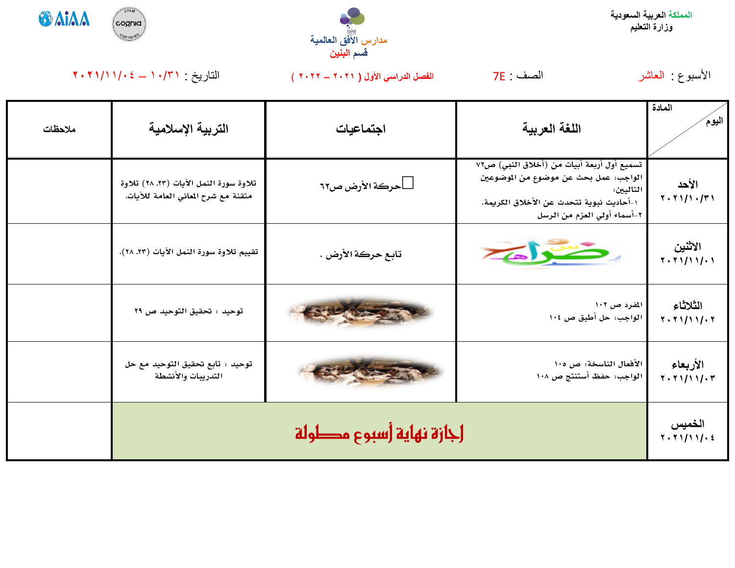المملكة العربية السعودية
وزارة التعليم

مدارس الأفق العالمية
قسم البنين

الأسبوع : العاشر الصف : 7E الفصل الدراسي الأول ( ٢٠٢١ – ٢٠٢٢ ) التاريخ : ١٠/٣١ – ٢٠٢١/١١/٠٤

| اليوم / المادة | اللغة العربية | اجتماعيات | التربية الإسلامية | ملاحظات |
|---|---|---|---|---|
| الأحد ٢٠٢١/١٠/٣١ | تسميع أول أربعة أبيات من (أخلاق النبي) ص٧٢<br>الواجب: عمل بحث عن موضوع من الموضوعين التاليين:<br>١-أحاديث نبوية تتحدث عن الأخلاق الكريمة.<br>٢-أسماء أولي العزم من الرسل | حركة الأرض ص٦٢ | تلاوة سورة النمل الآيات (٢٣. ٢٨) تلاوة متقنة مع شرح المعاني العامة للآيات. | |
| الاثنين ٢٠٢١/١١/٠١ | | تابع حركة الأرض . | تقييم تلاوة سورة النمل الآيات (٢٣. ٢٨). | |
| الثلاثاء ٢٠٢١/١١/٠٢ | المفرد ص ١٠٢<br>الواجب: حل أطبق ص ١٠٤ | | توحيد : تحقيق التوحيد ص ٢٩ | |
| الأربعاء ٢٠٢١/١١/٠٣ | الأفعال الناسخة: ص ١٠٥<br>الواجب: حفظ أستنتج ص ١٠٨ | | توحيد : تابع تحقيق التوحيد مع حل التدريبات والأنشطة | |
| الخميس ٢٠٢١/١١/٠٤ | إجازة نهاية أسبوع مطولة | | | |